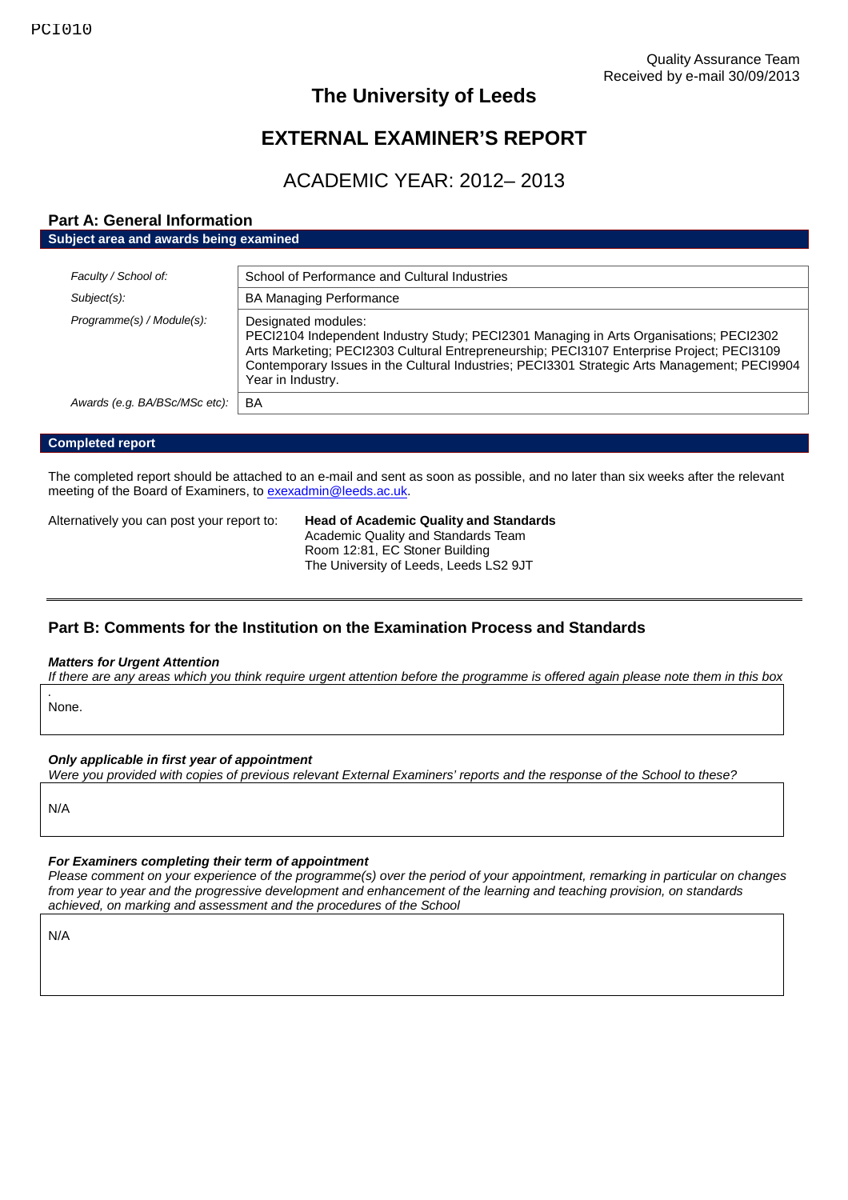PCI010

Quality Assurance Team
Received by e-mail 30/09/2013

# The University of Leeds

# EXTERNAL EXAMINER'S REPORT

## ACADEMIC YEAR: 2012– 2013

## Part A: General Information

**Subject area and awards being examined**

| | |
|---|---|
| *Faculty / School of:* | School of Performance and Cultural Industries |
| *Subject(s):* | BA Managing Performance |
| *Programme(s) / Module(s):* | Designated modules: PECI2104 Independent Industry Study; PECI2301 Managing in Arts Organisations; PECI2302 Arts Marketing; PECI2303 Cultural Entrepreneurship; PECI3107 Enterprise Project; PECI3109 Contemporary Issues in the Cultural Industries; PECI3301 Strategic Arts Management; PECI9904 Year in Industry. |
| *Awards (e.g. BA/BSc/MSc etc):* | BA |

**Completed report**

The completed report should be attached to an e-mail and sent as soon as possible, and no later than six weeks after the relevant meeting of the Board of Examiners, to exexadmin@leeds.ac.uk.

Alternatively you can post your report to:

**Head of Academic Quality and Standards**
Academic Quality and Standards Team
Room 12:81, EC Stoner Building
The University of Leeds, Leeds LS2 9JT

## Part B: Comments for the Institution on the Examination Process and Standards

***Matters for Urgent Attention***

*If there are any areas which you think require urgent attention before the programme is offered again please note them in this box.*

None.

***Only applicable in first year of appointment***

*Were you provided with copies of previous relevant External Examiners' reports and the response of the School to these?*

N/A

***For Examiners completing their term of appointment***

*Please comment on your experience of the programme(s) over the period of your appointment, remarking in particular on changes from year to year and the progressive development and enhancement of the learning and teaching provision, on standards achieved, on marking and assessment and the procedures of the School*

N/A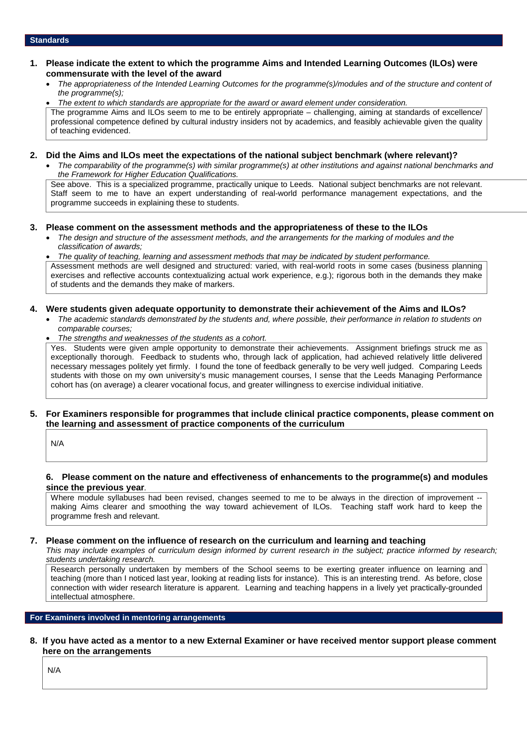## Standards

**1. Please indicate the extent to which the programme Aims and Intended Learning Outcomes (ILOs) were commensurate with the level of the award**

- *The appropriateness of the Intended Learning Outcomes for the programme(s)/modules and of the structure and content of the programme(s);*
- *The extent to which standards are appropriate for the award or award element under consideration.*

The programme Aims and ILOs seem to me to be entirely appropriate – challenging, aiming at standards of excellence/ professional competence defined by cultural industry insiders not by academics, and feasibly achievable given the quality of teaching evidenced.

**2. Did the Aims and ILOs meet the expectations of the national subject benchmark (where relevant)?**

- *The comparability of the programme(s) with similar programme(s) at other institutions and against national benchmarks and the Framework for Higher Education Qualifications.*

See above. This is a specialized programme, practically unique to Leeds. National subject benchmarks are not relevant. Staff seem to me to have an expert understanding of real-world performance management expectations, and the programme succeeds in explaining these to students.

**3. Please comment on the assessment methods and the appropriateness of these to the ILOs**

- *The design and structure of the assessment methods, and the arrangements for the marking of modules and the classification of awards;*
- *The quality of teaching, learning and assessment methods that may be indicated by student performance.*

Assessment methods are well designed and structured: varied, with real-world roots in some cases (business planning exercises and reflective accounts contextualizing actual work experience, e.g.); rigorous both in the demands they make of students and the demands they make of markers.

**4. Were students given adequate opportunity to demonstrate their achievement of the Aims and ILOs?**

- *The academic standards demonstrated by the students and, where possible, their performance in relation to students on comparable courses;*
- *The strengths and weaknesses of the students as a cohort.*

Yes. Students were given ample opportunity to demonstrate their achievements. Assignment briefings struck me as exceptionally thorough. Feedback to students who, through lack of application, had achieved relatively little delivered necessary messages politely yet firmly. I found the tone of feedback generally to be very well judged. Comparing Leeds students with those on my own university's music management courses, I sense that the Leeds Managing Performance cohort has (on average) a clearer vocational focus, and greater willingness to exercise individual initiative.

**5. For Examiners responsible for programmes that include clinical practice components, please comment on the learning and assessment of practice components of the curriculum**

N/A

**6. Please comment on the nature and effectiveness of enhancements to the programme(s) and modules since the previous year**.

Where module syllabuses had been revised, changes seemed to me to be always in the direction of improvement -- making Aims clearer and smoothing the way toward achievement of ILOs. Teaching staff work hard to keep the programme fresh and relevant.

**7. Please comment on the influence of research on the curriculum and learning and teaching**

*This may include examples of curriculum design informed by current research in the subject; practice informed by research; students undertaking research.*

Research personally undertaken by members of the School seems to be exerting greater influence on learning and teaching (more than I noticed last year, looking at reading lists for instance). This is an interesting trend. As before, close connection with wider research literature is apparent. Learning and teaching happens in a lively yet practically-grounded intellectual atmosphere.

## For Examiners involved in mentoring arrangements

**8. If you have acted as a mentor to a new External Examiner or have received mentor support please comment here on the arrangements**

N/A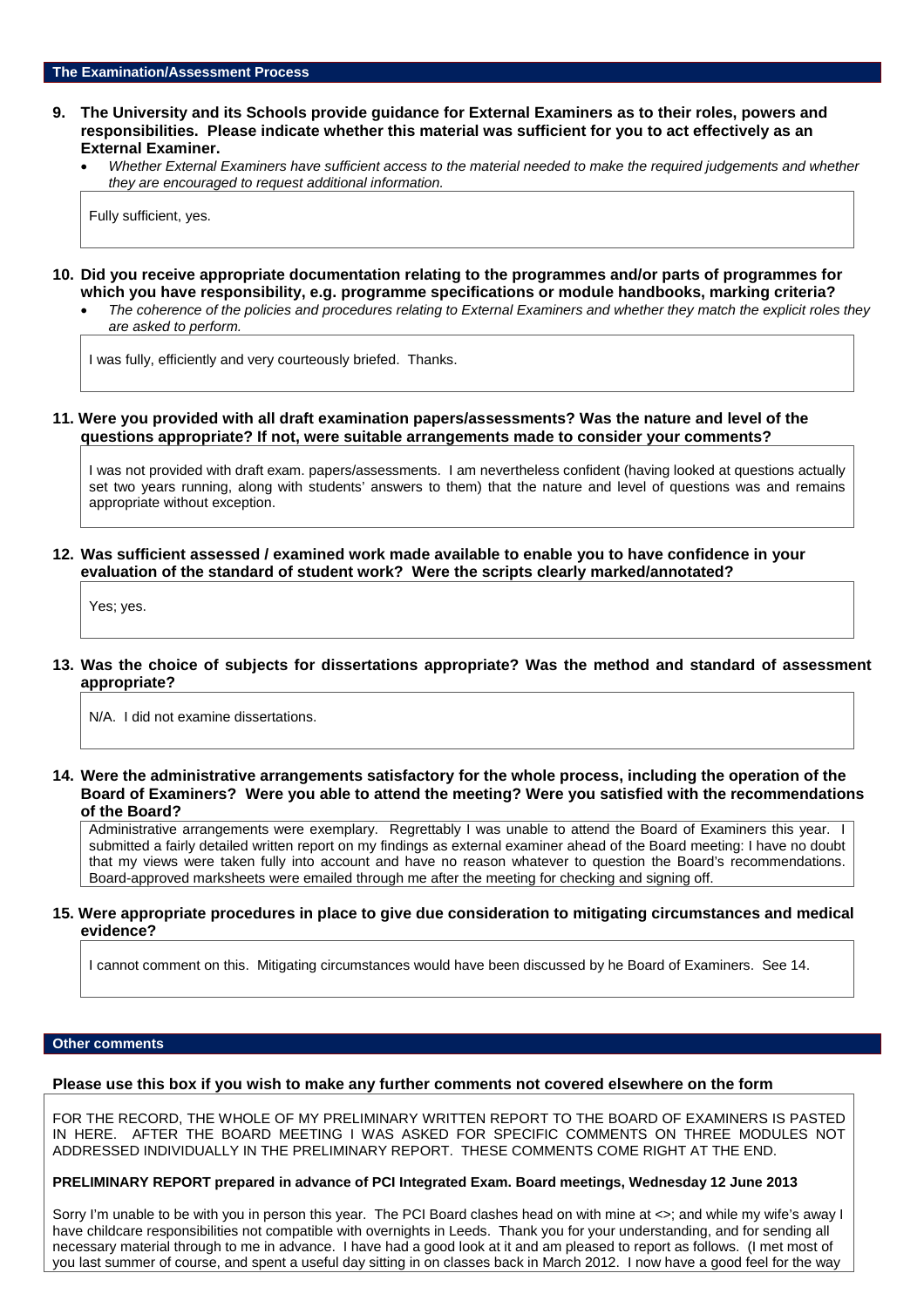## The Examination/Assessment Process

**9. The University and its Schools provide guidance for External Examiners as to their roles, powers and responsibilities. Please indicate whether this material was sufficient for you to act effectively as an External Examiner.**

- *Whether External Examiners have sufficient access to the material needed to make the required judgements and whether they are encouraged to request additional information.*

Fully sufficient, yes.

**10. Did you receive appropriate documentation relating to the programmes and/or parts of programmes for which you have responsibility, e.g. programme specifications or module handbooks, marking criteria?**

- *The coherence of the policies and procedures relating to External Examiners and whether they match the explicit roles they are asked to perform.*

I was fully, efficiently and very courteously briefed. Thanks.

**11. Were you provided with all draft examination papers/assessments? Was the nature and level of the questions appropriate? If not, were suitable arrangements made to consider your comments?**

I was not provided with draft exam. papers/assessments. I am nevertheless confident (having looked at questions actually set two years running, along with students' answers to them) that the nature and level of questions was and remains appropriate without exception.

**12. Was sufficient assessed / examined work made available to enable you to have confidence in your evaluation of the standard of student work? Were the scripts clearly marked/annotated?**

Yes; yes.

**13. Was the choice of subjects for dissertations appropriate? Was the method and standard of assessment appropriate?**

N/A. I did not examine dissertations.

**14. Were the administrative arrangements satisfactory for the whole process, including the operation of the Board of Examiners? Were you able to attend the meeting? Were you satisfied with the recommendations of the Board?**

Administrative arrangements were exemplary. Regrettably I was unable to attend the Board of Examiners this year. I submitted a fairly detailed written report on my findings as external examiner ahead of the Board meeting: I have no doubt that my views were taken fully into account and have no reason whatever to question the Board's recommendations. Board-approved marksheets were emailed through me after the meeting for checking and signing off.

**15. Were appropriate procedures in place to give due consideration to mitigating circumstances and medical evidence?**

I cannot comment on this. Mitigating circumstances would have been discussed by he Board of Examiners. See 14.

## Other comments

**Please use this box if you wish to make any further comments not covered elsewhere on the form**

FOR THE RECORD, THE WHOLE OF MY PRELIMINARY WRITTEN REPORT TO THE BOARD OF EXAMINERS IS PASTED IN HERE. AFTER THE BOARD MEETING I WAS ASKED FOR SPECIFIC COMMENTS ON THREE MODULES NOT ADDRESSED INDIVIDUALLY IN THE PRELIMINARY REPORT. THESE COMMENTS COME RIGHT AT THE END.

**PRELIMINARY REPORT prepared in advance of PCI Integrated Exam. Board meetings, Wednesday 12 June 2013**

Sorry I'm unable to be with you in person this year. The PCI Board clashes head on with mine at <>; and while my wife's away I have childcare responsibilities not compatible with overnights in Leeds. Thank you for your understanding, and for sending all necessary material through to me in advance. I have had a good look at it and am pleased to report as follows. (I met most of you last summer of course, and spent a useful day sitting in on classes back in March 2012. I now have a good feel for the way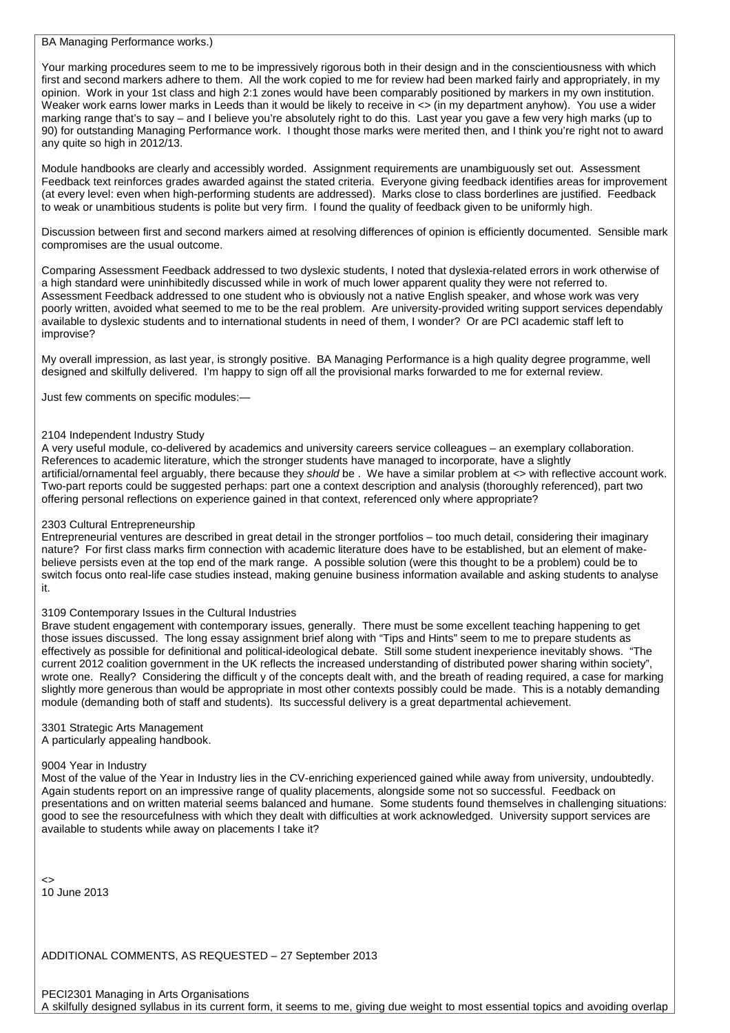BA Managing Performance works.)

Your marking procedures seem to me to be impressively rigorous both in their design and in the conscientiousness with which first and second markers adhere to them. All the work copied to me for review had been marked fairly and appropriately, in my opinion. Work in your 1st class and high 2:1 zones would have been comparably positioned by markers in my own institution. Weaker work earns lower marks in Leeds than it would be likely to receive in <> (in my department anyhow). You use a wider marking range that's to say – and I believe you're absolutely right to do this. Last year you gave a few very high marks (up to 90) for outstanding Managing Performance work. I thought those marks were merited then, and I think you're right not to award any quite so high in 2012/13.

Module handbooks are clearly and accessibly worded. Assignment requirements are unambiguously set out. Assessment Feedback text reinforces grades awarded against the stated criteria. Everyone giving feedback identifies areas for improvement (at every level: even when high-performing students are addressed). Marks close to class borderlines are justified. Feedback to weak or unambitious students is polite but very firm. I found the quality of feedback given to be uniformly high.

Discussion between first and second markers aimed at resolving differences of opinion is efficiently documented. Sensible mark compromises are the usual outcome.

Comparing Assessment Feedback addressed to two dyslexic students, I noted that dyslexia-related errors in work otherwise of a high standard were uninhibitedly discussed while in work of much lower apparent quality they were not referred to. Assessment Feedback addressed to one student who is obviously not a native English speaker, and whose work was very poorly written, avoided what seemed to me to be the real problem. Are university-provided writing support services dependably available to dyslexic students and to international students in need of them, I wonder? Or are PCI academic staff left to improvise?

My overall impression, as last year, is strongly positive. BA Managing Performance is a high quality degree programme, well designed and skilfully delivered. I'm happy to sign off all the provisional marks forwarded to me for external review.

Just few comments on specific modules:—

2104 Independent Industry Study
A very useful module, co-delivered by academics and university careers service colleagues – an exemplary collaboration. References to academic literature, which the stronger students have managed to incorporate, have a slightly artificial/ornamental feel arguably, there because they *should* be . We have a similar problem at <> with reflective account work. Two-part reports could be suggested perhaps: part one a context description and analysis (thoroughly referenced), part two offering personal reflections on experience gained in that context, referenced only where appropriate?

2303 Cultural Entrepreneurship
Entrepreneurial ventures are described in great detail in the stronger portfolios – too much detail, considering their imaginary nature? For first class marks firm connection with academic literature does have to be established, but an element of make-believe persists even at the top end of the mark range. A possible solution (were this thought to be a problem) could be to switch focus onto real-life case studies instead, making genuine business information available and asking students to analyse it.

3109 Contemporary Issues in the Cultural Industries
Brave student engagement with contemporary issues, generally. There must be some excellent teaching happening to get those issues discussed. The long essay assignment brief along with "Tips and Hints" seem to me to prepare students as effectively as possible for definitional and political-ideological debate. Still some student inexperience inevitably shows. "The current 2012 coalition government in the UK reflects the increased understanding of distributed power sharing within society", wrote one. Really? Considering the difficult y of the concepts dealt with, and the breath of reading required, a case for marking slightly more generous than would be appropriate in most other contexts possibly could be made. This is a notably demanding module (demanding both of staff and students). Its successful delivery is a great departmental achievement.

3301 Strategic Arts Management
A particularly appealing handbook.

9004 Year in Industry
Most of the value of the Year in Industry lies in the CV-enriching experienced gained while away from university, undoubtedly. Again students report on an impressive range of quality placements, alongside some not so successful. Feedback on presentations and on written material seems balanced and humane. Some students found themselves in challenging situations: good to see the resourcefulness with which they dealt with difficulties at work acknowledged. University support services are available to students while away on placements I take it?

<>
10 June 2013

ADDITIONAL COMMENTS, AS REQUESTED – 27 September 2013

PECI2301 Managing in Arts Organisations
A skilfully designed syllabus in its current form, it seems to me, giving due weight to most essential topics and avoiding overlap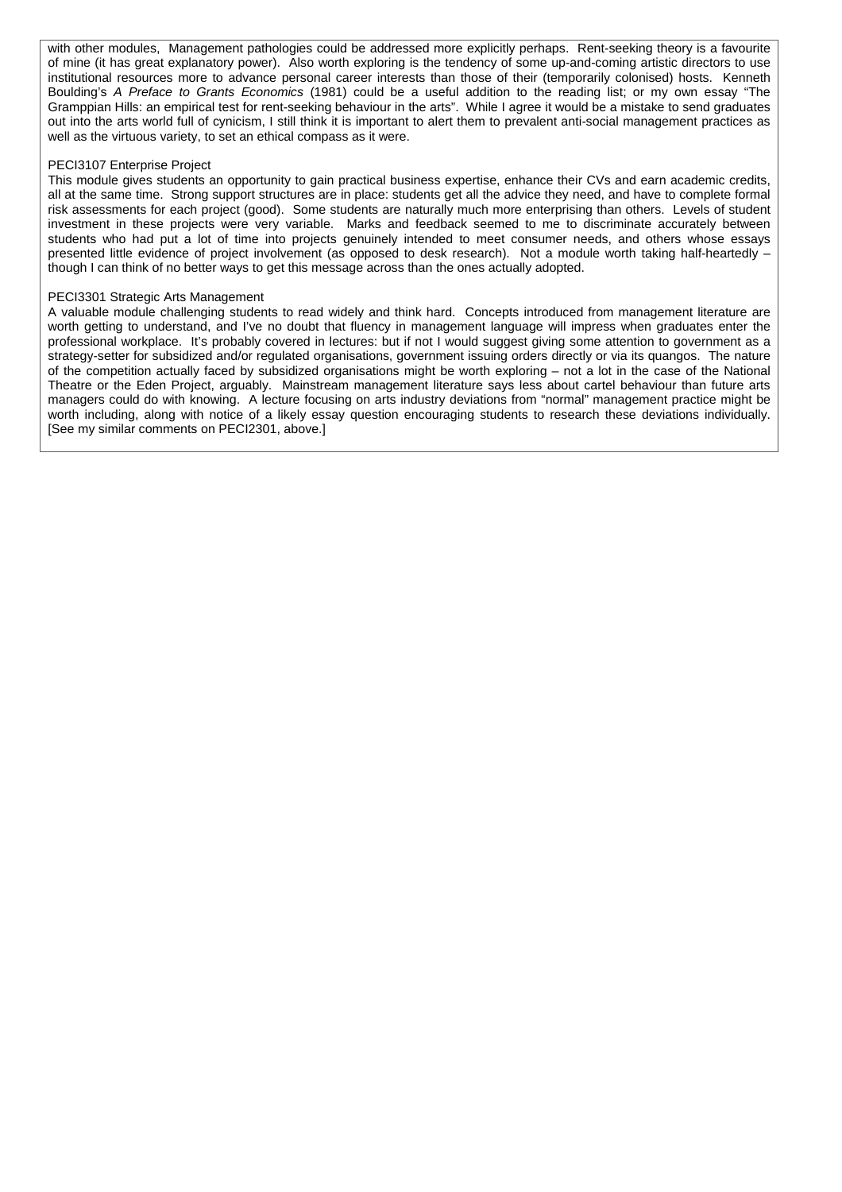with other modules, Management pathologies could be addressed more explicitly perhaps. Rent-seeking theory is a favourite of mine (it has great explanatory power). Also worth exploring is the tendency of some up-and-coming artistic directors to use institutional resources more to advance personal career interests than those of their (temporarily colonised) hosts. Kenneth Boulding's *A Preface to Grants Economics* (1981) could be a useful addition to the reading list; or my own essay "The Gramppian Hills: an empirical test for rent-seeking behaviour in the arts". While I agree it would be a mistake to send graduates out into the arts world full of cynicism, I still think it is important to alert them to prevalent anti-social management practices as well as the virtuous variety, to set an ethical compass as it were.

PECI3107 Enterprise Project

This module gives students an opportunity to gain practical business expertise, enhance their CVs and earn academic credits, all at the same time. Strong support structures are in place: students get all the advice they need, and have to complete formal risk assessments for each project (good). Some students are naturally much more enterprising than others. Levels of student investment in these projects were very variable. Marks and feedback seemed to me to discriminate accurately between students who had put a lot of time into projects genuinely intended to meet consumer needs, and others whose essays presented little evidence of project involvement (as opposed to desk research). Not a module worth taking half-heartedly – though I can think of no better ways to get this message across than the ones actually adopted.

PECI3301 Strategic Arts Management

A valuable module challenging students to read widely and think hard. Concepts introduced from management literature are worth getting to understand, and I've no doubt that fluency in management language will impress when graduates enter the professional workplace. It's probably covered in lectures: but if not I would suggest giving some attention to government as a strategy-setter for subsidized and/or regulated organisations, government issuing orders directly or via its quangos. The nature of the competition actually faced by subsidized organisations might be worth exploring – not a lot in the case of the National Theatre or the Eden Project, arguably. Mainstream management literature says less about cartel behaviour than future arts managers could do with knowing. A lecture focusing on arts industry deviations from "normal" management practice might be worth including, along with notice of a likely essay question encouraging students to research these deviations individually. [See my similar comments on PECI2301, above.]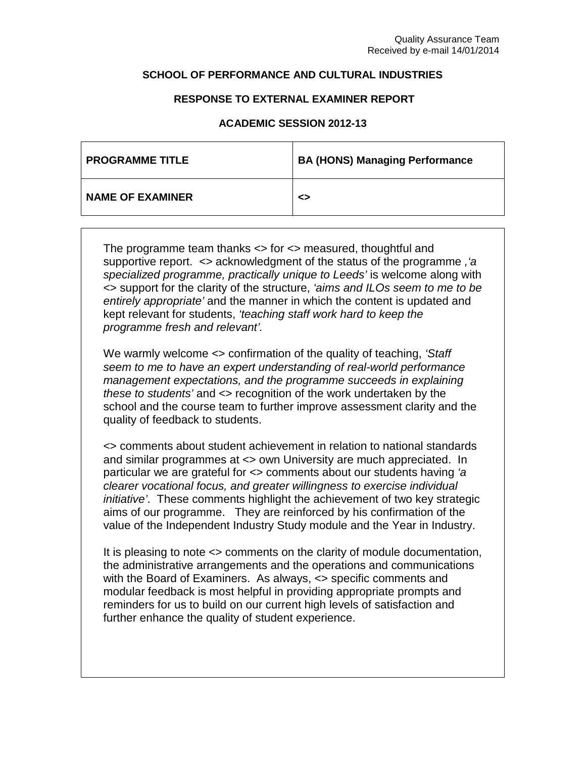Quality Assurance Team
Received by e-mail 14/01/2014

**SCHOOL OF PERFORMANCE AND CULTURAL INDUSTRIES**

**RESPONSE TO EXTERNAL EXAMINER REPORT**

**ACADEMIC SESSION 2012-13**

| **PROGRAMME TITLE** | **BA (HONS) Managing Performance** |
|---|---|
| **NAME OF EXAMINER** | **<>** |

The programme team thanks <> for <> measured, thoughtful and supportive report. <> acknowledgment of the status of the programme *,'a specialized programme, practically unique to Leeds'* is welcome along with <> support for the clarity of the structure, *'aims and ILOs seem to me to be entirely appropriate'* and the manner in which the content is updated and kept relevant for students, *'teaching staff work hard to keep the programme fresh and relevant'*.

We warmly welcome <> confirmation of the quality of teaching, *'Staff seem to me to have an expert understanding of real-world performance management expectations, and the programme succeeds in explaining these to students'* and <> recognition of the work undertaken by the school and the course team to further improve assessment clarity and the quality of feedback to students.

<> comments about student achievement in relation to national standards and similar programmes at <> own University are much appreciated. In particular we are grateful for <> comments about our students having *'a clearer vocational focus, and greater willingness to exercise individual initiative'*. These comments highlight the achievement of two key strategic aims of our programme. They are reinforced by his confirmation of the value of the Independent Industry Study module and the Year in Industry.

It is pleasing to note <> comments on the clarity of module documentation, the administrative arrangements and the operations and communications with the Board of Examiners. As always, <> specific comments and modular feedback is most helpful in providing appropriate prompts and reminders for us to build on our current high levels of satisfaction and further enhance the quality of student experience.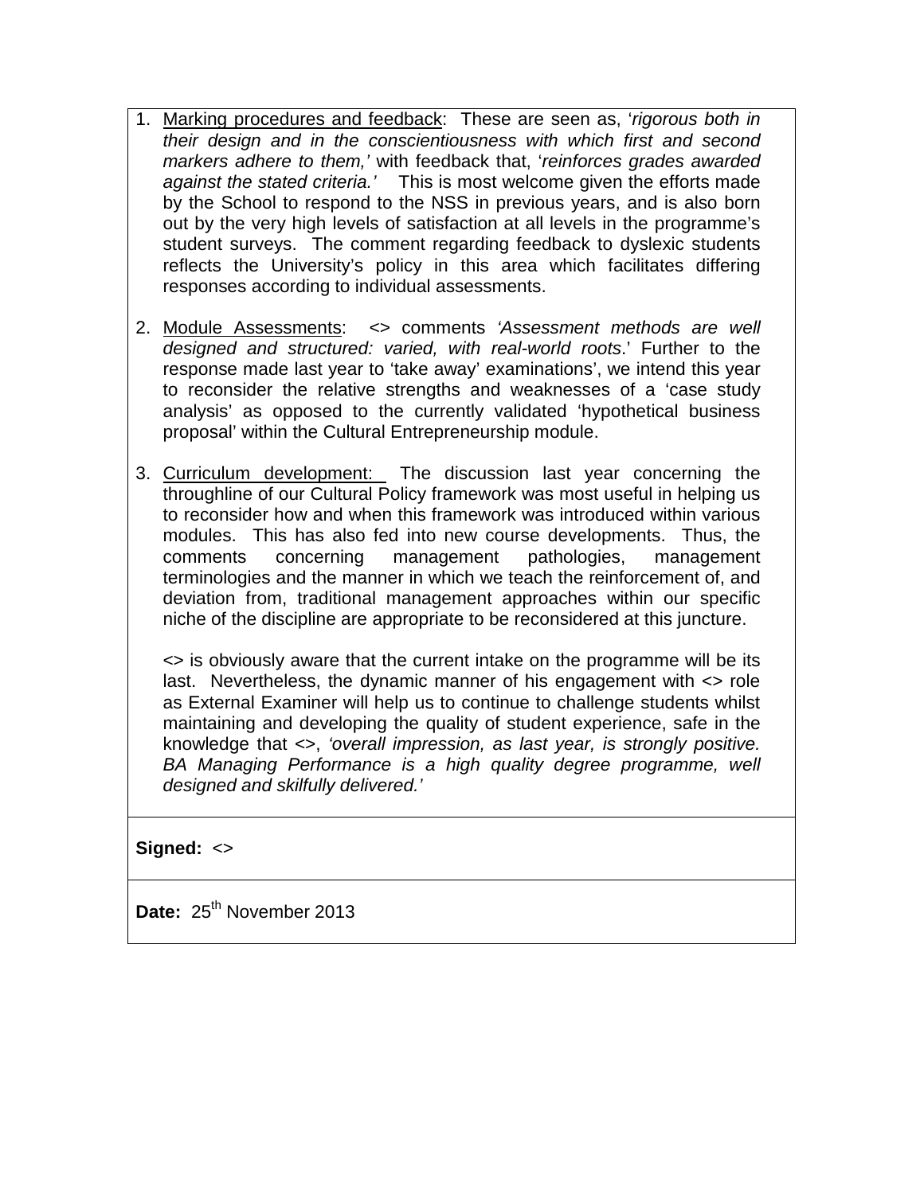1. Marking procedures and feedback: These are seen as, '*rigorous both in their design and in the conscientiousness with which first and second markers adhere to them,'* with feedback that, '*reinforces grades awarded against the stated criteria.'* This is most welcome given the efforts made by the School to respond to the NSS in previous years, and is also born out by the very high levels of satisfaction at all levels in the programme's student surveys. The comment regarding feedback to dyslexic students reflects the University's policy in this area which facilitates differing responses according to individual assessments.

2. Module Assessments: <> comments *'Assessment methods are well designed and structured: varied, with real-world roots*.' Further to the response made last year to 'take away' examinations', we intend this year to reconsider the relative strengths and weaknesses of a 'case study analysis' as opposed to the currently validated 'hypothetical business proposal' within the Cultural Entrepreneurship module.

3. Curriculum development: The discussion last year concerning the throughline of our Cultural Policy framework was most useful in helping us to reconsider how and when this framework was introduced within various modules. This has also fed into new course developments. Thus, the comments concerning management pathologies, management terminologies and the manner in which we teach the reinforcement of, and deviation from, traditional management approaches within our specific niche of the discipline are appropriate to be reconsidered at this juncture.

   <> is obviously aware that the current intake on the programme will be its last. Nevertheless, the dynamic manner of his engagement with <> role as External Examiner will help us to continue to challenge students whilst maintaining and developing the quality of student experience, safe in the knowledge that <>, *'overall impression, as last year, is strongly positive. BA Managing Performance is a high quality degree programme, well designed and skilfully delivered.'*

**Signed:** <>

**Date:** 25th November 2013